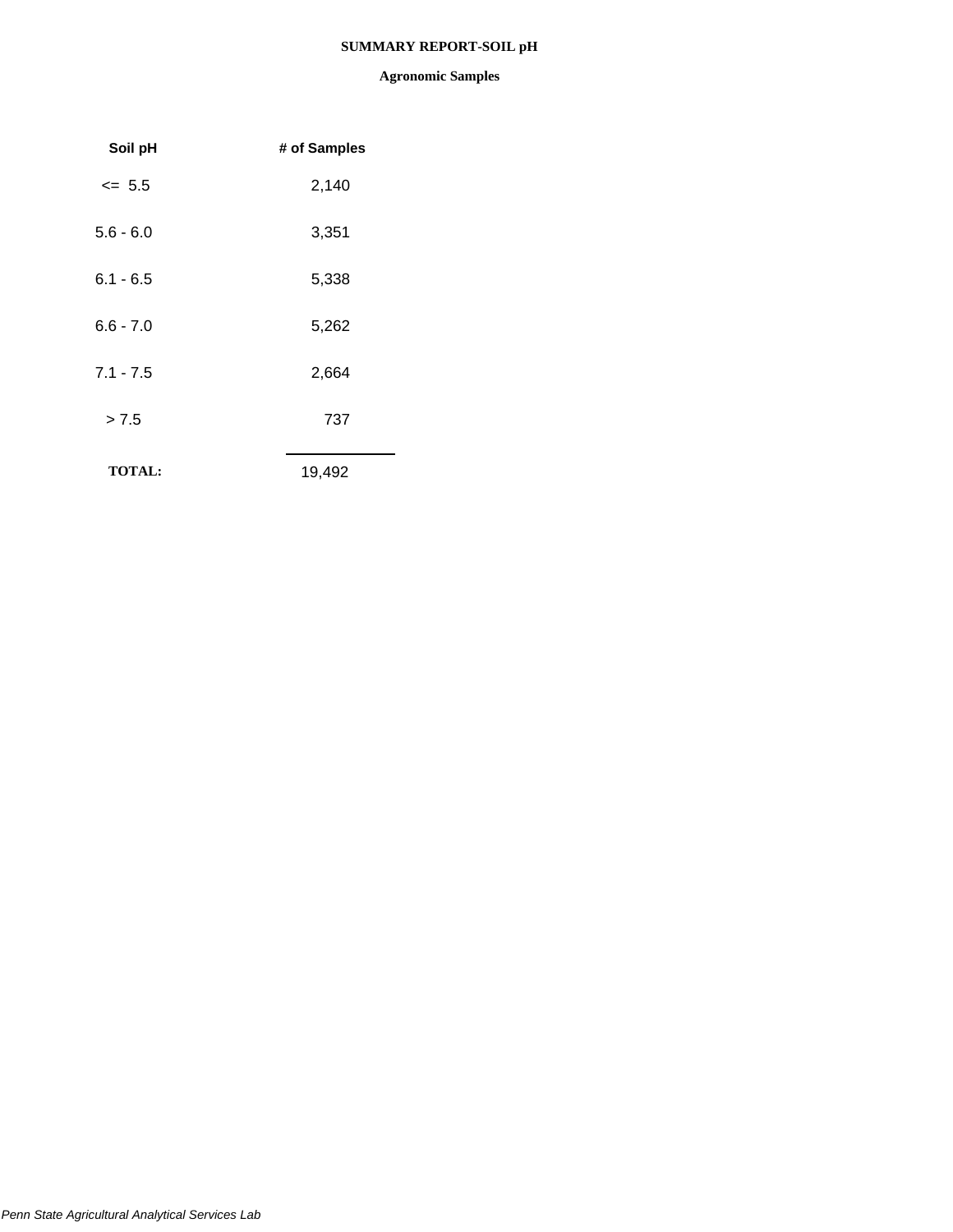# SUMMARY REPORT-SOIL pH

## Agronomic Samples

| Soil pH | # of Samples |
|---|---|
| <= 5.5 | 2,140 |
| 5.6 - 6.0 | 3,351 |
| 6.1 - 6.5 | 5,338 |
| 6.6 - 7.0 | 5,262 |
| 7.1 - 7.5 | 2,664 |
| > 7.5 | 737 |
| **TOTAL:** | 19,492 |

*Penn State Agricultural Analytical Services Lab*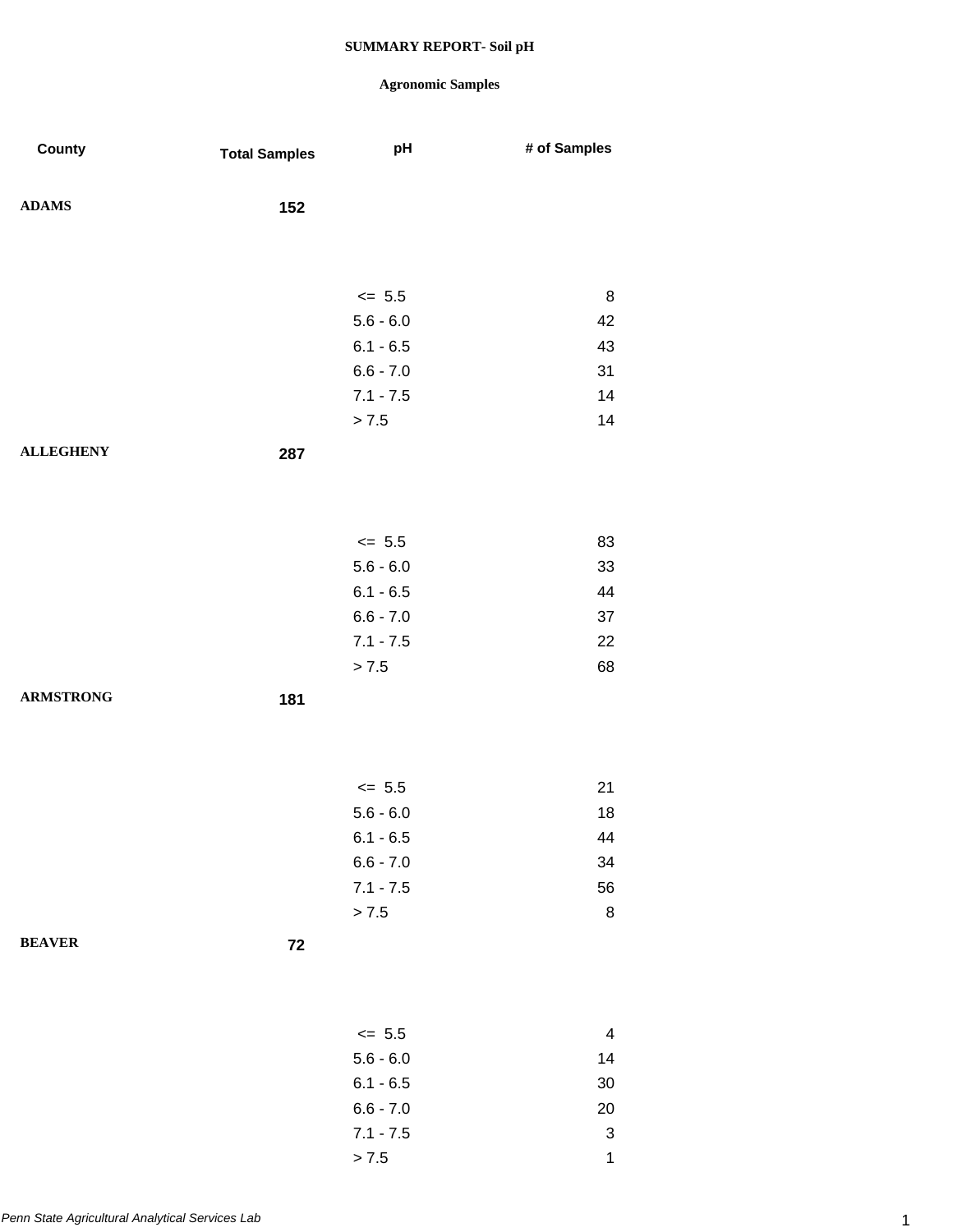# SUMMARY REPORT- Soil pH

## Agronomic Samples

| County | Total Samples | pH | # of Samples |
|---|---|---|---|
| ADAMS | 152 | | |
| | | <= 5.5 | 8 |
| | | 5.6 - 6.0 | 42 |
| | | 6.1 - 6.5 | 43 |
| | | 6.6 - 7.0 | 31 |
| | | 7.1 - 7.5 | 14 |
| | | > 7.5 | 14 |
| ALLEGHENY | 287 | | |
| | | <= 5.5 | 83 |
| | | 5.6 - 6.0 | 33 |
| | | 6.1 - 6.5 | 44 |
| | | 6.6 - 7.0 | 37 |
| | | 7.1 - 7.5 | 22 |
| | | > 7.5 | 68 |
| ARMSTRONG | 181 | | |
| | | <= 5.5 | 21 |
| | | 5.6 - 6.0 | 18 |
| | | 6.1 - 6.5 | 44 |
| | | 6.6 - 7.0 | 34 |
| | | 7.1 - 7.5 | 56 |
| | | > 7.5 | 8 |
| BEAVER | 72 | | |
| | | <= 5.5 | 4 |
| | | 5.6 - 6.0 | 14 |
| | | 6.1 - 6.5 | 30 |
| | | 6.6 - 7.0 | 20 |
| | | 7.1 - 7.5 | 3 |
| | | > 7.5 | 1 |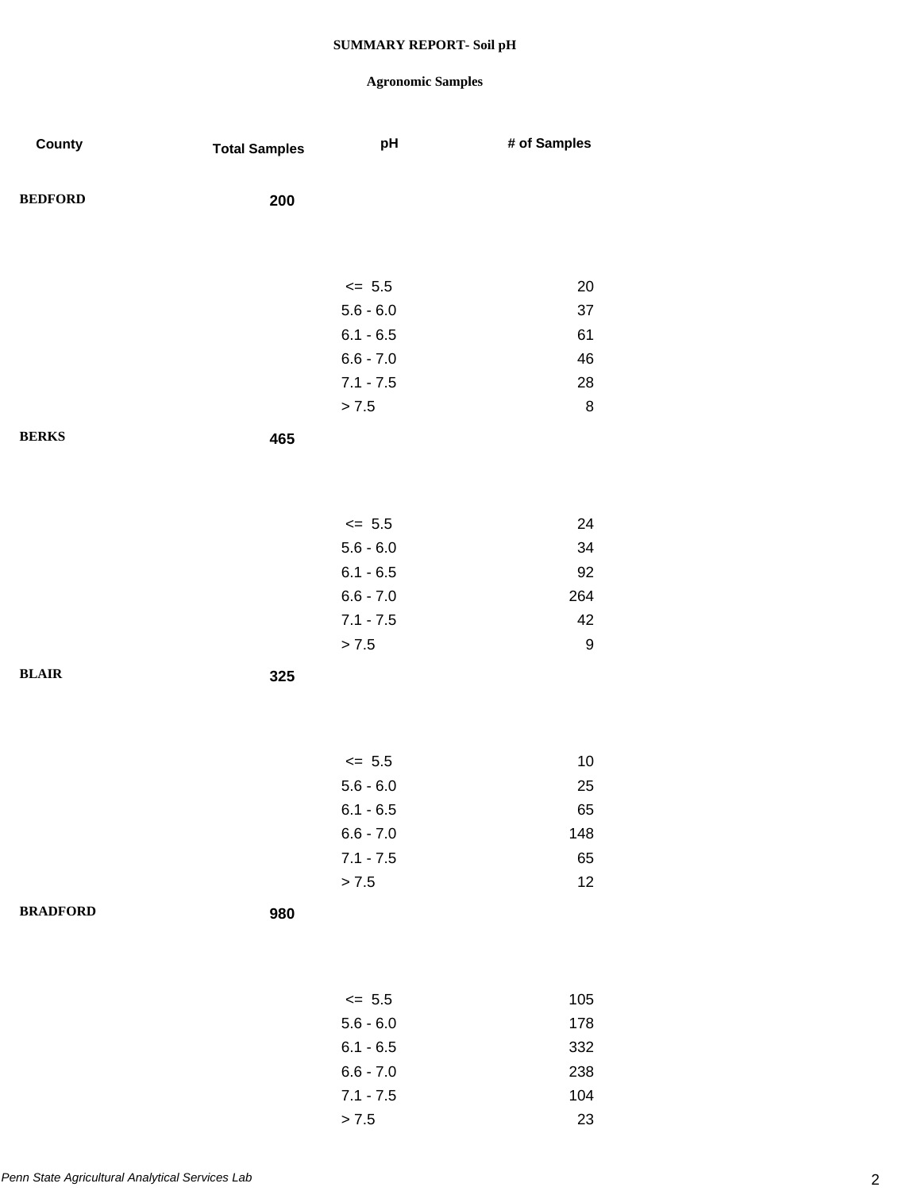**SUMMARY REPORT- Soil pH**

**Agronomic Samples**

| County | Total Samples | pH | # of Samples |
|---|---|---|---|
| **BEDFORD** | **200** | | |
| | | <= 5.5 | 20 |
| | | 5.6 - 6.0 | 37 |
| | | 6.1 - 6.5 | 61 |
| | | 6.6 - 7.0 | 46 |
| | | 7.1 - 7.5 | 28 |
| | | > 7.5 | 8 |
| **BERKS** | **465** | | |
| | | <= 5.5 | 24 |
| | | 5.6 - 6.0 | 34 |
| | | 6.1 - 6.5 | 92 |
| | | 6.6 - 7.0 | 264 |
| | | 7.1 - 7.5 | 42 |
| | | > 7.5 | 9 |
| **BLAIR** | **325** | | |
| | | <= 5.5 | 10 |
| | | 5.6 - 6.0 | 25 |
| | | 6.1 - 6.5 | 65 |
| | | 6.6 - 7.0 | 148 |
| | | 7.1 - 7.5 | 65 |
| | | > 7.5 | 12 |
| **BRADFORD** | **980** | | |
| | | <= 5.5 | 105 |
| | | 5.6 - 6.0 | 178 |
| | | 6.1 - 6.5 | 332 |
| | | 6.6 - 7.0 | 238 |
| | | 7.1 - 7.5 | 104 |
| | | > 7.5 | 23 |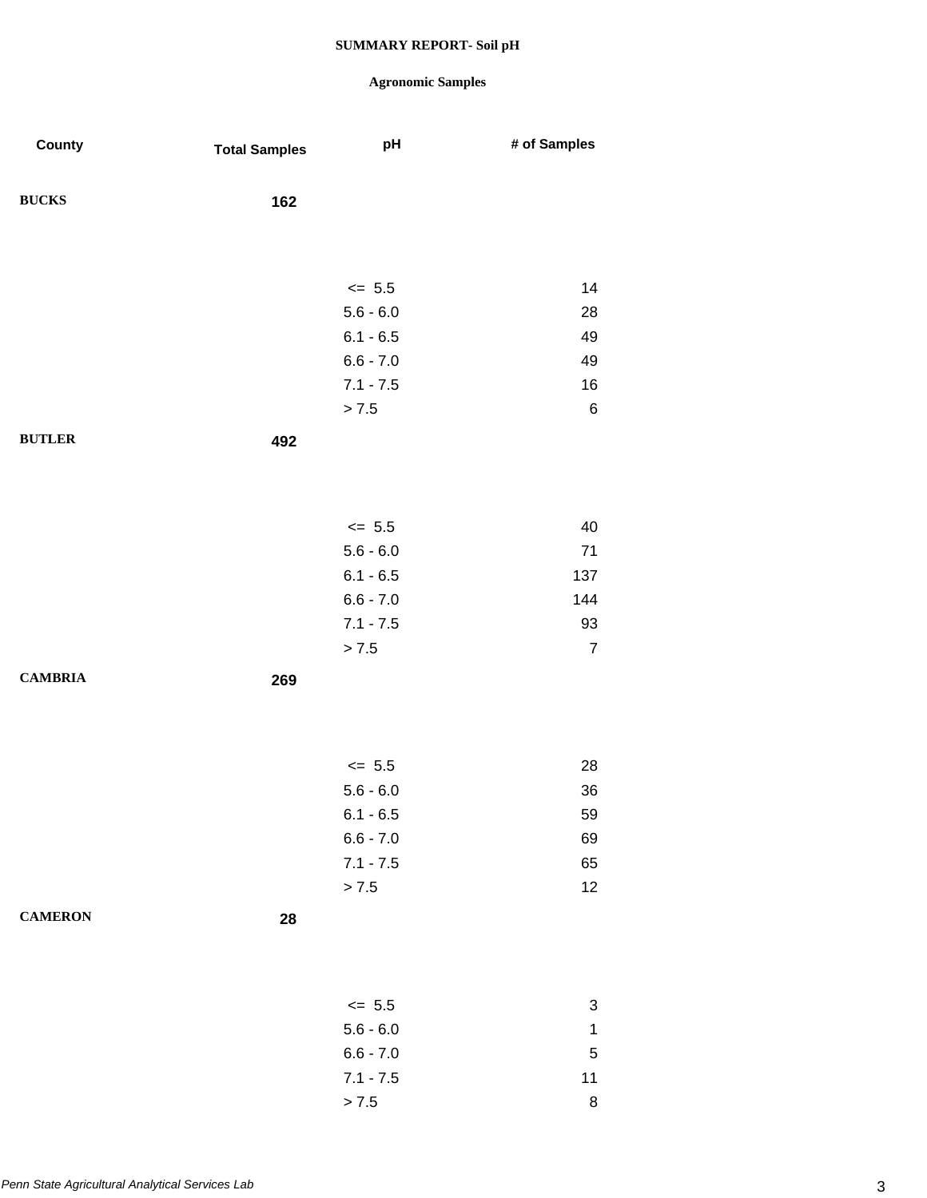**SUMMARY REPORT- Soil pH**

**Agronomic Samples**

| County | Total Samples | pH | # of Samples |
|---|---|---|---|
| BUCKS | 162 | | |
| | | <= 5.5 | 14 |
| | | 5.6 - 6.0 | 28 |
| | | 6.1 - 6.5 | 49 |
| | | 6.6 - 7.0 | 49 |
| | | 7.1 - 7.5 | 16 |
| | | > 7.5 | 6 |
| BUTLER | 492 | | |
| | | <= 5.5 | 40 |
| | | 5.6 - 6.0 | 71 |
| | | 6.1 - 6.5 | 137 |
| | | 6.6 - 7.0 | 144 |
| | | 7.1 - 7.5 | 93 |
| | | > 7.5 | 7 |
| CAMBRIA | 269 | | |
| | | <= 5.5 | 28 |
| | | 5.6 - 6.0 | 36 |
| | | 6.1 - 6.5 | 59 |
| | | 6.6 - 7.0 | 69 |
| | | 7.1 - 7.5 | 65 |
| | | > 7.5 | 12 |
| CAMERON | 28 | | |
| | | <= 5.5 | 3 |
| | | 5.6 - 6.0 | 1 |
| | | 6.6 - 7.0 | 5 |
| | | 7.1 - 7.5 | 11 |
| | | > 7.5 | 8 |

*Penn State Agricultural Analytical Services Lab*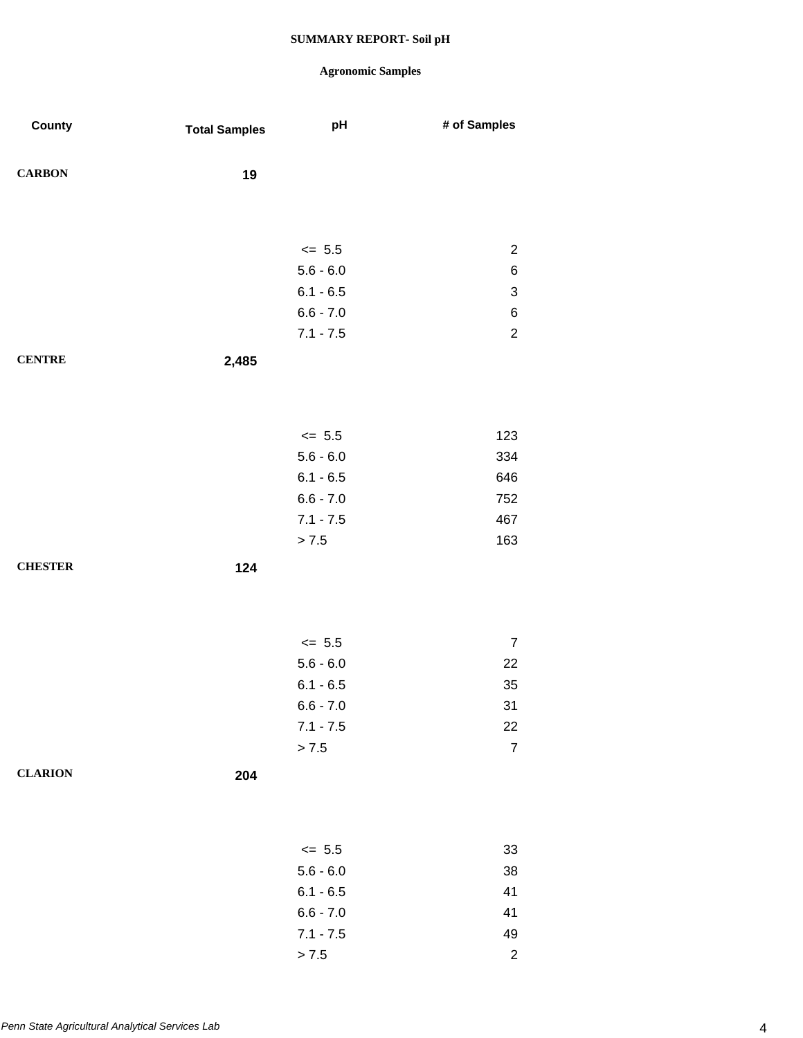**SUMMARY REPORT- Soil pH**

**Agronomic Samples**

| County | Total Samples | pH | # of Samples |
|---|---|---|---|
| **CARBON** | **19** | | |
| | | <=  5.5 | 2 |
| | | 5.6 - 6.0 | 6 |
| | | 6.1 - 6.5 | 3 |
| | | 6.6 - 7.0 | 6 |
| | | 7.1 - 7.5 | 2 |
| **CENTRE** | **2,485** | | |
| | | <=  5.5 | 123 |
| | | 5.6 - 6.0 | 334 |
| | | 6.1 - 6.5 | 646 |
| | | 6.6 - 7.0 | 752 |
| | | 7.1 - 7.5 | 467 |
| | | > 7.5 | 163 |
| **CHESTER** | **124** | | |
| | | <=  5.5 | 7 |
| | | 5.6 - 6.0 | 22 |
| | | 6.1 - 6.5 | 35 |
| | | 6.6 - 7.0 | 31 |
| | | 7.1 - 7.5 | 22 |
| | | > 7.5 | 7 |
| **CLARION** | **204** | | |
| | | <=  5.5 | 33 |
| | | 5.6 - 6.0 | 38 |
| | | 6.1 - 6.5 | 41 |
| | | 6.6 - 7.0 | 41 |
| | | 7.1 - 7.5 | 49 |
| | | > 7.5 | 2 |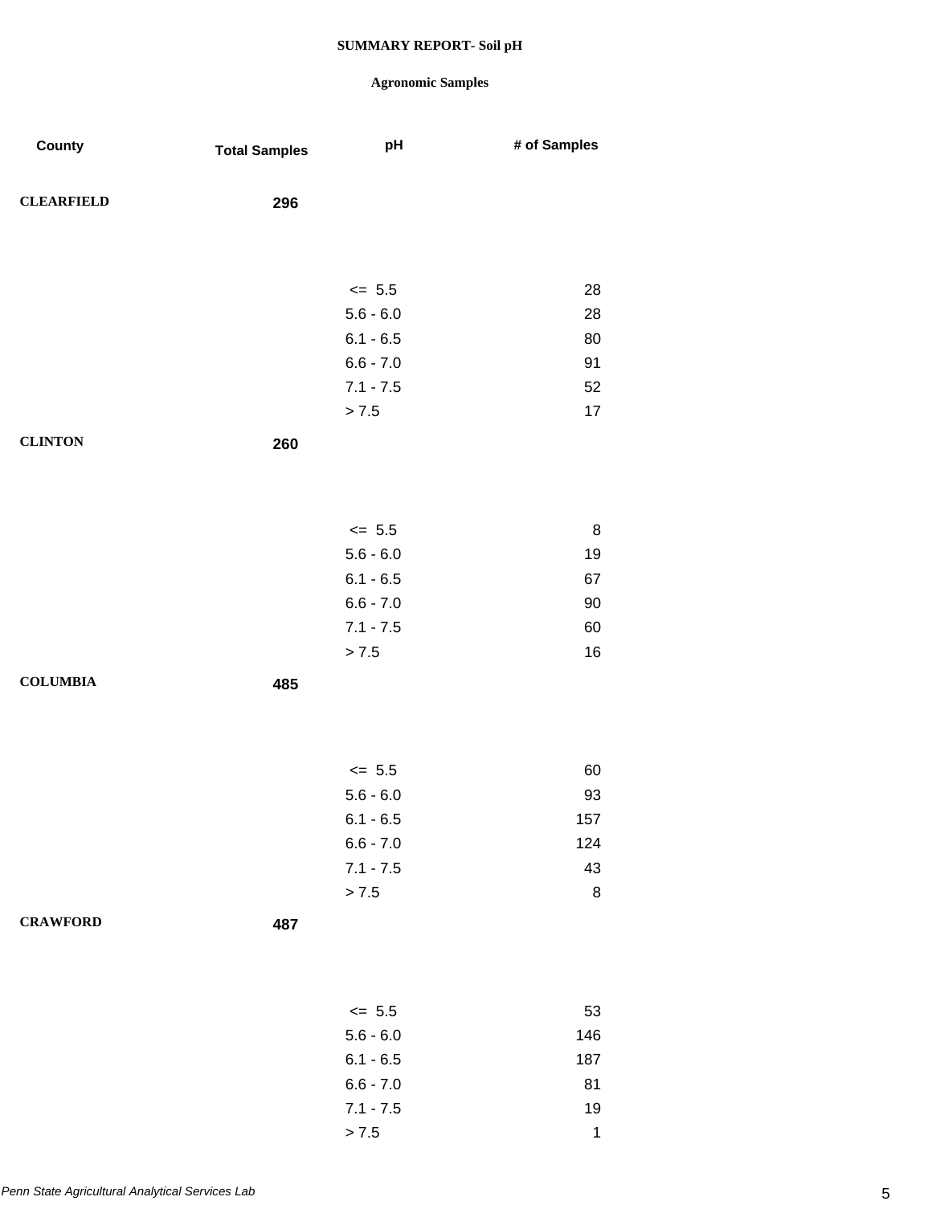**SUMMARY REPORT- Soil pH**

**Agronomic Samples**

| County | Total Samples | pH | # of Samples |
|---|---|---|---|
| **CLEARFIELD** | **296** | | |
| | | <= 5.5 | 28 |
| | | 5.6 - 6.0 | 28 |
| | | 6.1 - 6.5 | 80 |
| | | 6.6 - 7.0 | 91 |
| | | 7.1 - 7.5 | 52 |
| | | > 7.5 | 17 |
| **CLINTON** | **260** | | |
| | | <= 5.5 | 8 |
| | | 5.6 - 6.0 | 19 |
| | | 6.1 - 6.5 | 67 |
| | | 6.6 - 7.0 | 90 |
| | | 7.1 - 7.5 | 60 |
| | | > 7.5 | 16 |
| **COLUMBIA** | **485** | | |
| | | <= 5.5 | 60 |
| | | 5.6 - 6.0 | 93 |
| | | 6.1 - 6.5 | 157 |
| | | 6.6 - 7.0 | 124 |
| | | 7.1 - 7.5 | 43 |
| | | > 7.5 | 8 |
| **CRAWFORD** | **487** | | |
| | | <= 5.5 | 53 |
| | | 5.6 - 6.0 | 146 |
| | | 6.1 - 6.5 | 187 |
| | | 6.6 - 7.0 | 81 |
| | | 7.1 - 7.5 | 19 |
| | | > 7.5 | 1 |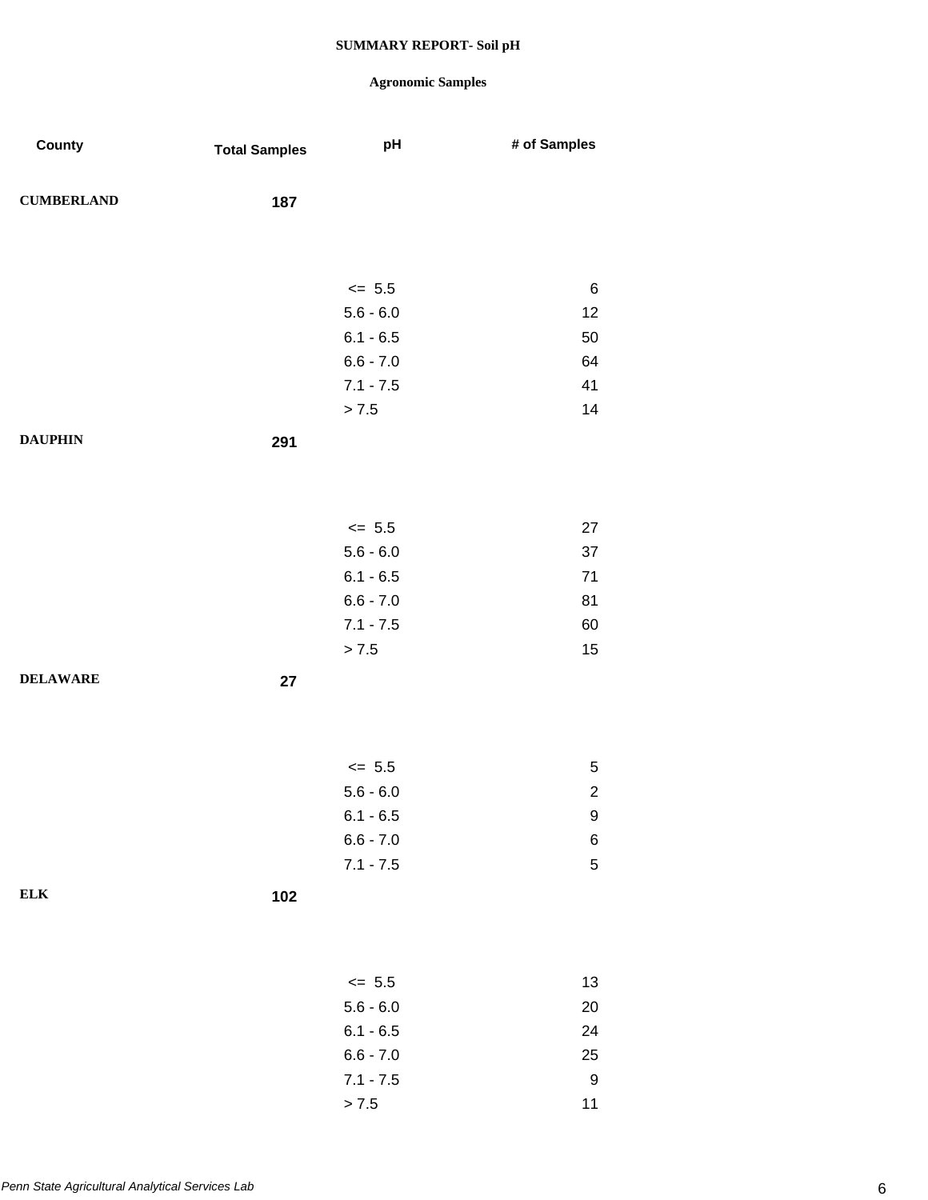**SUMMARY REPORT- Soil pH**

**Agronomic Samples**

| County | Total Samples | pH | # of Samples |
|---|---|---|---|
| **CUMBERLAND** | **187** | | |
| | | <= 5.5 | 6 |
| | | 5.6 - 6.0 | 12 |
| | | 6.1 - 6.5 | 50 |
| | | 6.6 - 7.0 | 64 |
| | | 7.1 - 7.5 | 41 |
| | | > 7.5 | 14 |
| **DAUPHIN** | **291** | | |
| | | <= 5.5 | 27 |
| | | 5.6 - 6.0 | 37 |
| | | 6.1 - 6.5 | 71 |
| | | 6.6 - 7.0 | 81 |
| | | 7.1 - 7.5 | 60 |
| | | > 7.5 | 15 |
| **DELAWARE** | **27** | | |
| | | <= 5.5 | 5 |
| | | 5.6 - 6.0 | 2 |
| | | 6.1 - 6.5 | 9 |
| | | 6.6 - 7.0 | 6 |
| | | 7.1 - 7.5 | 5 |
| **ELK** | **102** | | |
| | | <= 5.5 | 13 |
| | | 5.6 - 6.0 | 20 |
| | | 6.1 - 6.5 | 24 |
| | | 6.6 - 7.0 | 25 |
| | | 7.1 - 7.5 | 9 |
| | | > 7.5 | 11 |

*Penn State Agricultural Analytical Services Lab*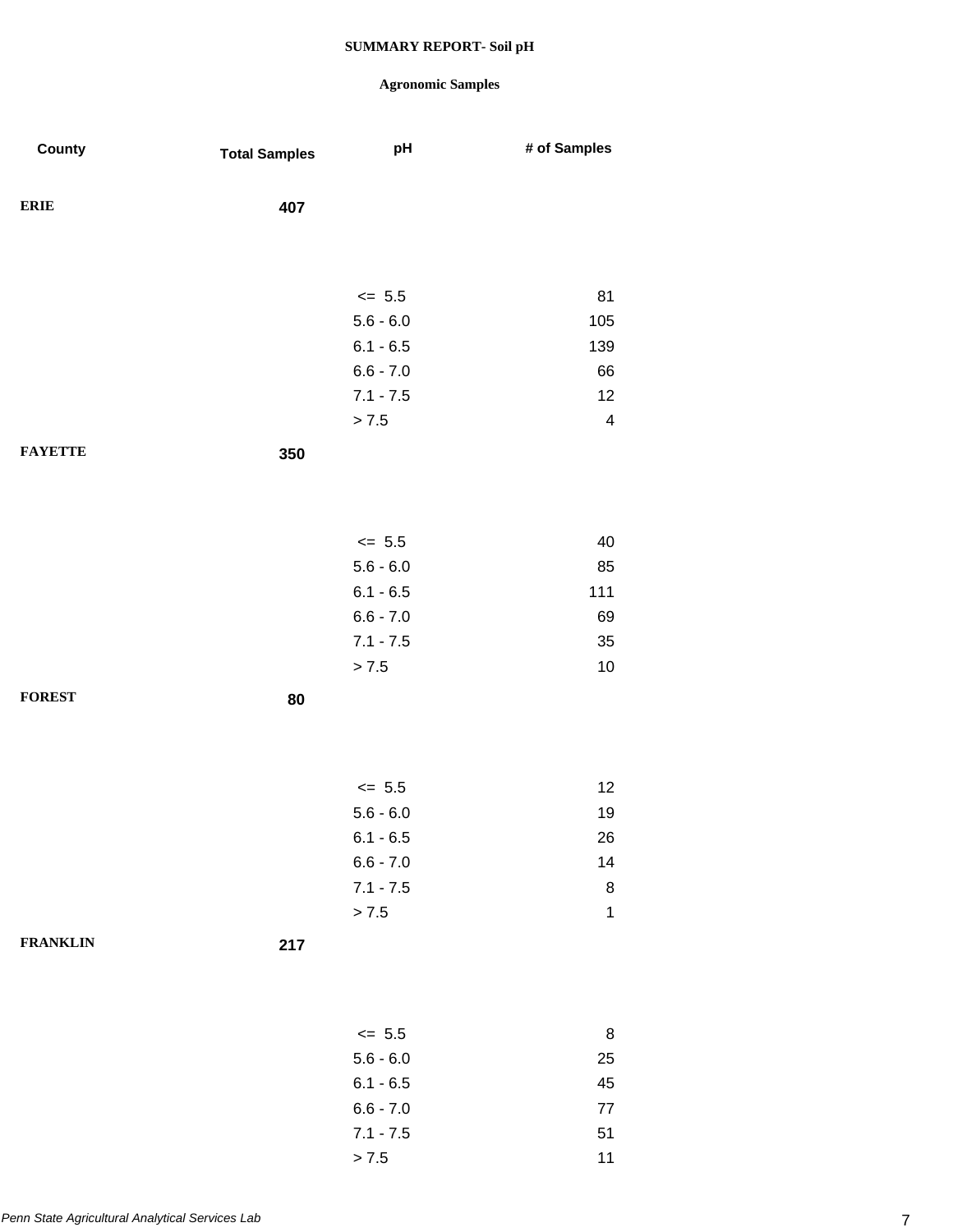# SUMMARY REPORT- Soil pH

## Agronomic Samples

| County | Total Samples | pH | # of Samples |
|---|---|---|---|
| ERIE | 407 | | |
| | | <= 5.5 | 81 |
| | | 5.6 - 6.0 | 105 |
| | | 6.1 - 6.5 | 139 |
| | | 6.6 - 7.0 | 66 |
| | | 7.1 - 7.5 | 12 |
| | | > 7.5 | 4 |
| FAYETTE | 350 | | |
| | | <= 5.5 | 40 |
| | | 5.6 - 6.0 | 85 |
| | | 6.1 - 6.5 | 111 |
| | | 6.6 - 7.0 | 69 |
| | | 7.1 - 7.5 | 35 |
| | | > 7.5 | 10 |
| FOREST | 80 | | |
| | | <= 5.5 | 12 |
| | | 5.6 - 6.0 | 19 |
| | | 6.1 - 6.5 | 26 |
| | | 6.6 - 7.0 | 14 |
| | | 7.1 - 7.5 | 8 |
| | | > 7.5 | 1 |
| FRANKLIN | 217 | | |
| | | <= 5.5 | 8 |
| | | 5.6 - 6.0 | 25 |
| | | 6.1 - 6.5 | 45 |
| | | 6.6 - 7.0 | 77 |
| | | 7.1 - 7.5 | 51 |
| | | > 7.5 | 11 |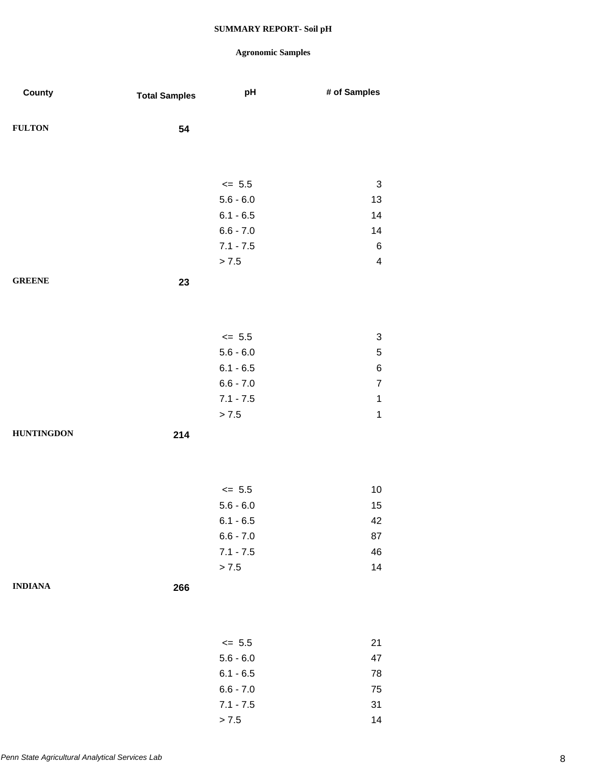# SUMMARY REPORT- Soil pH

## Agronomic Samples

| County | Total Samples | pH | # of Samples |
|---|---|---|---|
| FULTON | 54 | | |
| | | <= 5.5 | 3 |
| | | 5.6 - 6.0 | 13 |
| | | 6.1 - 6.5 | 14 |
| | | 6.6 - 7.0 | 14 |
| | | 7.1 - 7.5 | 6 |
| | | > 7.5 | 4 |
| GREENE | 23 | | |
| | | <= 5.5 | 3 |
| | | 5.6 - 6.0 | 5 |
| | | 6.1 - 6.5 | 6 |
| | | 6.6 - 7.0 | 7 |
| | | 7.1 - 7.5 | 1 |
| | | > 7.5 | 1 |
| HUNTINGDON | 214 | | |
| | | <= 5.5 | 10 |
| | | 5.6 - 6.0 | 15 |
| | | 6.1 - 6.5 | 42 |
| | | 6.6 - 7.0 | 87 |
| | | 7.1 - 7.5 | 46 |
| | | > 7.5 | 14 |
| INDIANA | 266 | | |
| | | <= 5.5 | 21 |
| | | 5.6 - 6.0 | 47 |
| | | 6.1 - 6.5 | 78 |
| | | 6.6 - 7.0 | 75 |
| | | 7.1 - 7.5 | 31 |
| | | > 7.5 | 14 |

*Penn State Agricultural Analytical Services Lab*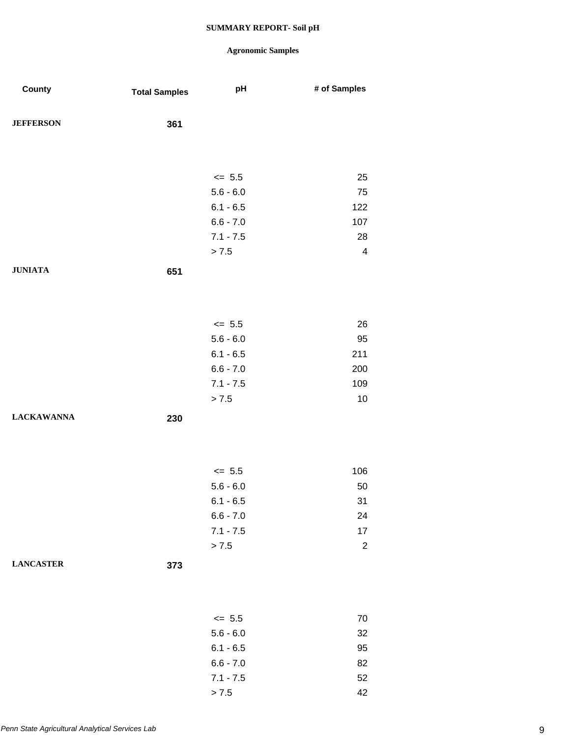# SUMMARY REPORT- Soil pH

## Agronomic Samples

| County | Total Samples | pH | # of Samples |
|---|---|---|---|
| JEFFERSON | 361 | | |
| | | <= 5.5 | 25 |
| | | 5.6 - 6.0 | 75 |
| | | 6.1 - 6.5 | 122 |
| | | 6.6 - 7.0 | 107 |
| | | 7.1 - 7.5 | 28 |
| | | > 7.5 | 4 |
| JUNIATA | 651 | | |
| | | <= 5.5 | 26 |
| | | 5.6 - 6.0 | 95 |
| | | 6.1 - 6.5 | 211 |
| | | 6.6 - 7.0 | 200 |
| | | 7.1 - 7.5 | 109 |
| | | > 7.5 | 10 |
| LACKAWANNA | 230 | | |
| | | <= 5.5 | 106 |
| | | 5.6 - 6.0 | 50 |
| | | 6.1 - 6.5 | 31 |
| | | 6.6 - 7.0 | 24 |
| | | 7.1 - 7.5 | 17 |
| | | > 7.5 | 2 |
| LANCASTER | 373 | | |
| | | <= 5.5 | 70 |
| | | 5.6 - 6.0 | 32 |
| | | 6.1 - 6.5 | 95 |
| | | 6.6 - 7.0 | 82 |
| | | 7.1 - 7.5 | 52 |
| | | > 7.5 | 42 |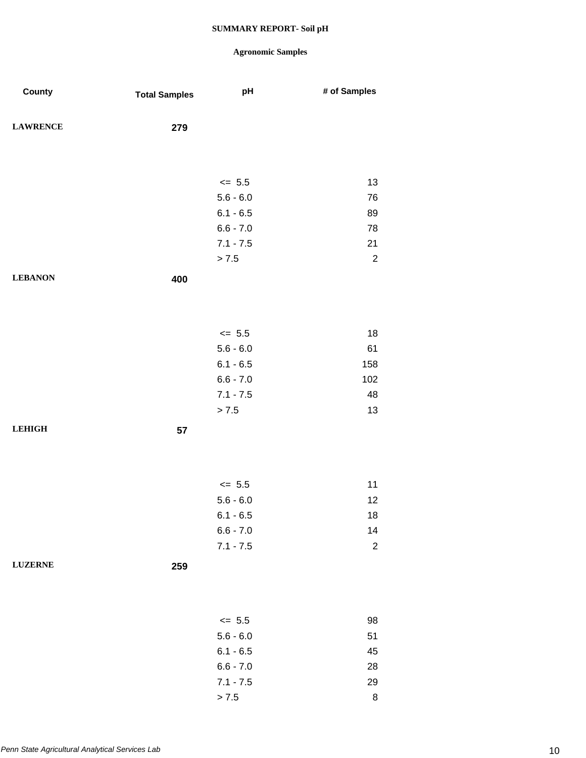# SUMMARY REPORT- Soil pH

## Agronomic Samples

| County | Total Samples | pH | # of Samples |
|---|---|---|---|
| LAWRENCE | 279 | | |
| | | <= 5.5 | 13 |
| | | 5.6 - 6.0 | 76 |
| | | 6.1 - 6.5 | 89 |
| | | 6.6 - 7.0 | 78 |
| | | 7.1 - 7.5 | 21 |
| | | > 7.5 | 2 |
| LEBANON | 400 | | |
| | | <= 5.5 | 18 |
| | | 5.6 - 6.0 | 61 |
| | | 6.1 - 6.5 | 158 |
| | | 6.6 - 7.0 | 102 |
| | | 7.1 - 7.5 | 48 |
| | | > 7.5 | 13 |
| LEHIGH | 57 | | |
| | | <= 5.5 | 11 |
| | | 5.6 - 6.0 | 12 |
| | | 6.1 - 6.5 | 18 |
| | | 6.6 - 7.0 | 14 |
| | | 7.1 - 7.5 | 2 |
| LUZERNE | 259 | | |
| | | <= 5.5 | 98 |
| | | 5.6 - 6.0 | 51 |
| | | 6.1 - 6.5 | 45 |
| | | 6.6 - 7.0 | 28 |
| | | 7.1 - 7.5 | 29 |
| | | > 7.5 | 8 |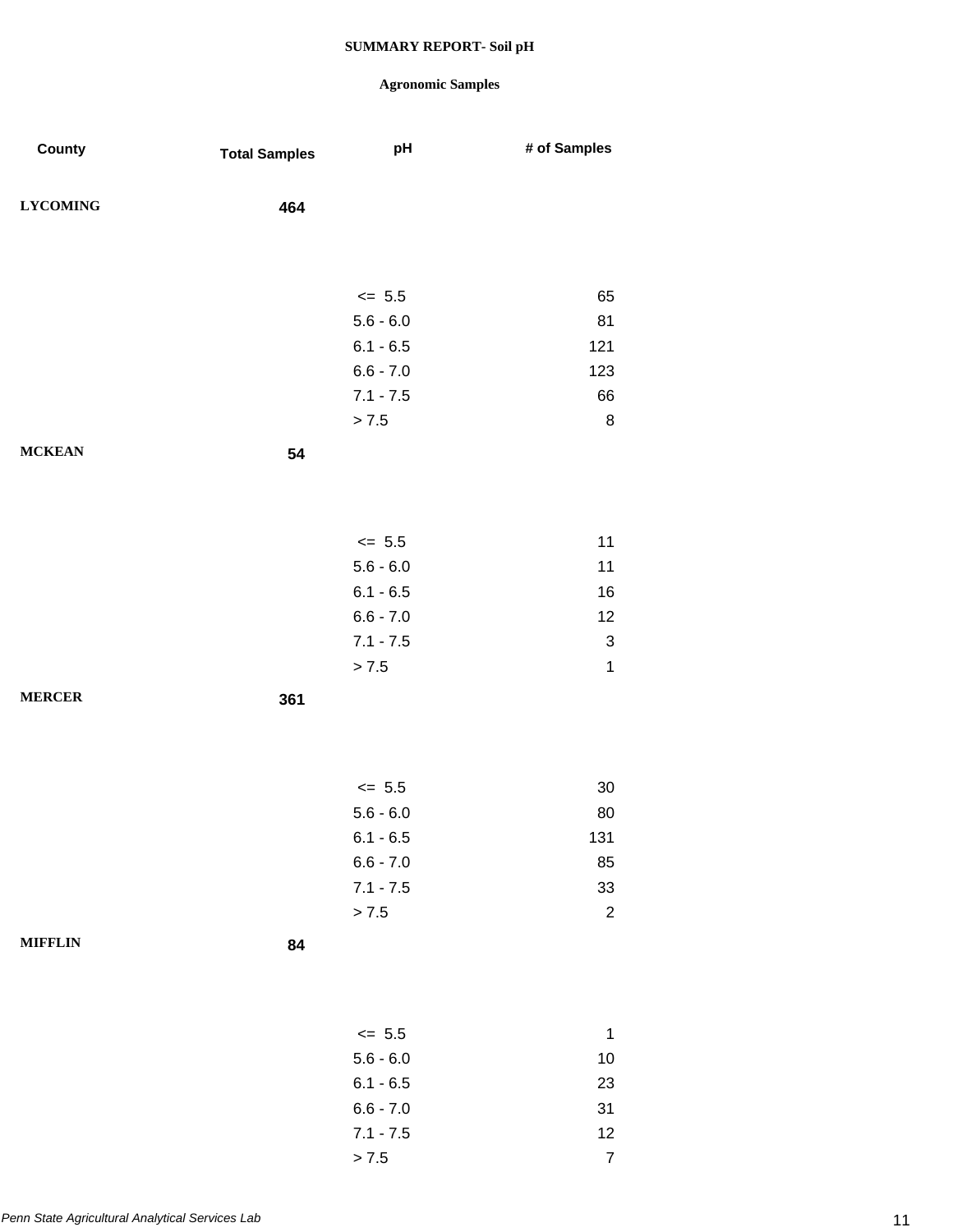# SUMMARY REPORT- Soil pH

## Agronomic Samples

| County | Total Samples | pH | # of Samples |
|---|---|---|---|
| LYCOMING | 464 | | |
| | | <= 5.5 | 65 |
| | | 5.6 - 6.0 | 81 |
| | | 6.1 - 6.5 | 121 |
| | | 6.6 - 7.0 | 123 |
| | | 7.1 - 7.5 | 66 |
| | | > 7.5 | 8 |
| MCKEAN | 54 | | |
| | | <= 5.5 | 11 |
| | | 5.6 - 6.0 | 11 |
| | | 6.1 - 6.5 | 16 |
| | | 6.6 - 7.0 | 12 |
| | | 7.1 - 7.5 | 3 |
| | | > 7.5 | 1 |
| MERCER | 361 | | |
| | | <= 5.5 | 30 |
| | | 5.6 - 6.0 | 80 |
| | | 6.1 - 6.5 | 131 |
| | | 6.6 - 7.0 | 85 |
| | | 7.1 - 7.5 | 33 |
| | | > 7.5 | 2 |
| MIFFLIN | 84 | | |
| | | <= 5.5 | 1 |
| | | 5.6 - 6.0 | 10 |
| | | 6.1 - 6.5 | 23 |
| | | 6.6 - 7.0 | 31 |
| | | 7.1 - 7.5 | 12 |
| | | > 7.5 | 7 |

*Penn State Agricultural Analytical Services Lab*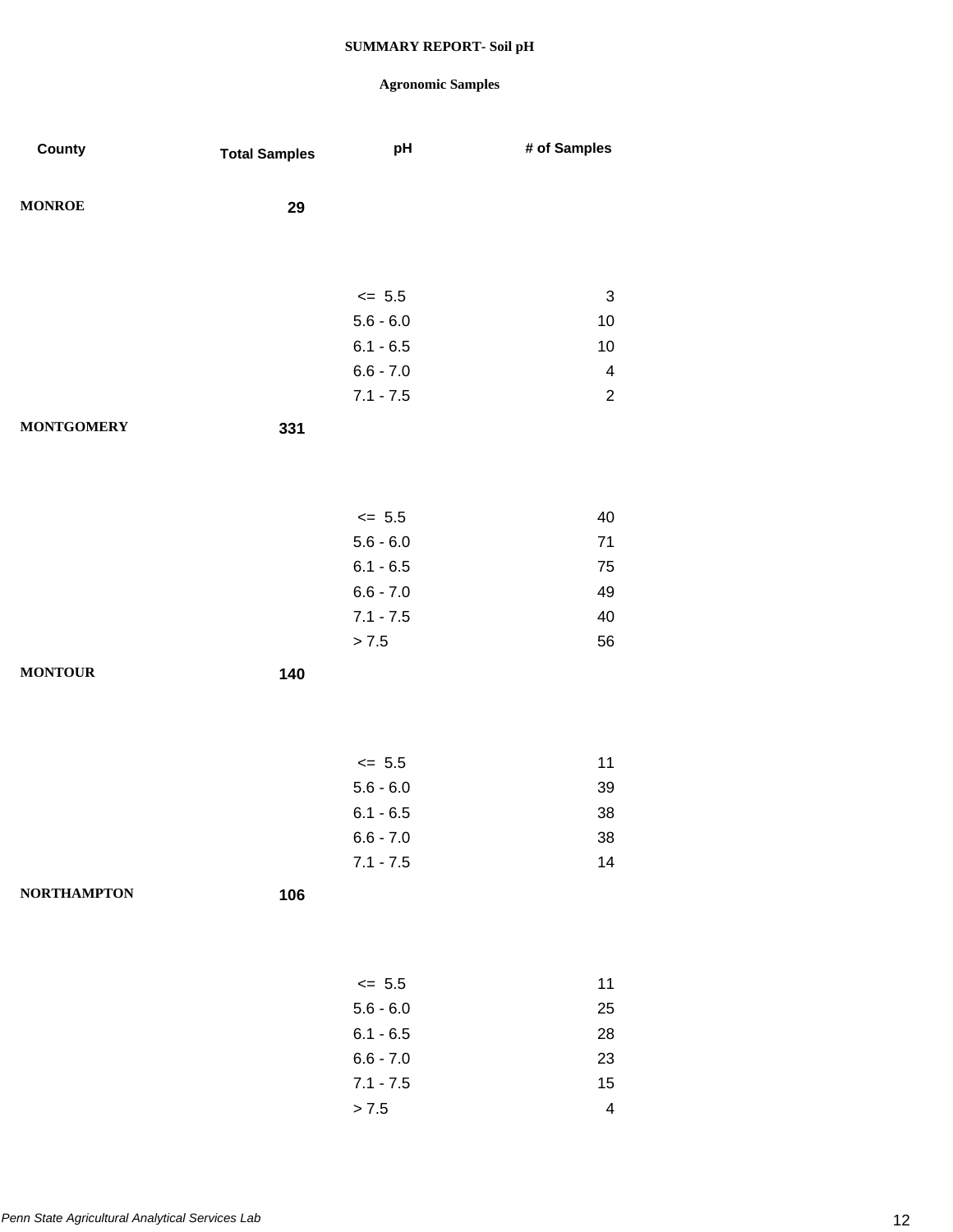**SUMMARY REPORT- Soil pH**

**Agronomic Samples**

| County | Total Samples | pH | # of Samples |
|---|---|---|---|
| **MONROE** | **29** | | |
| | | <= 5.5 | 3 |
| | | 5.6 - 6.0 | 10 |
| | | 6.1 - 6.5 | 10 |
| | | 6.6 - 7.0 | 4 |
| | | 7.1 - 7.5 | 2 |
| **MONTGOMERY** | **331** | | |
| | | <= 5.5 | 40 |
| | | 5.6 - 6.0 | 71 |
| | | 6.1 - 6.5 | 75 |
| | | 6.6 - 7.0 | 49 |
| | | 7.1 - 7.5 | 40 |
| | | > 7.5 | 56 |
| **MONTOUR** | **140** | | |
| | | <= 5.5 | 11 |
| | | 5.6 - 6.0 | 39 |
| | | 6.1 - 6.5 | 38 |
| | | 6.6 - 7.0 | 38 |
| | | 7.1 - 7.5 | 14 |
| **NORTHAMPTON** | **106** | | |
| | | <= 5.5 | 11 |
| | | 5.6 - 6.0 | 25 |
| | | 6.1 - 6.5 | 28 |
| | | 6.6 - 7.0 | 23 |
| | | 7.1 - 7.5 | 15 |
| | | > 7.5 | 4 |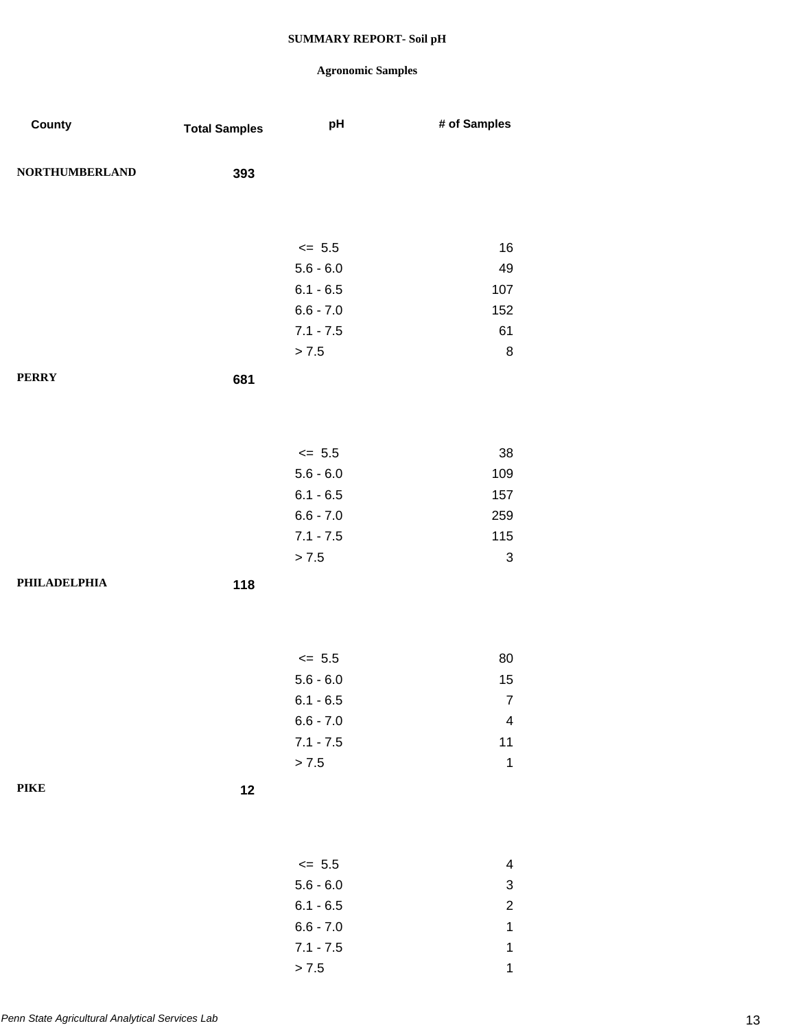**SUMMARY REPORT- Soil pH**

**Agronomic Samples**

| County | Total Samples | pH | # of Samples |
|---|---|---|---|
| **NORTHUMBERLAND** | **393** | | |
| | | <= 5.5 | 16 |
| | | 5.6 - 6.0 | 49 |
| | | 6.1 - 6.5 | 107 |
| | | 6.6 - 7.0 | 152 |
| | | 7.1 - 7.5 | 61 |
| | | > 7.5 | 8 |
| **PERRY** | **681** | | |
| | | <= 5.5 | 38 |
| | | 5.6 - 6.0 | 109 |
| | | 6.1 - 6.5 | 157 |
| | | 6.6 - 7.0 | 259 |
| | | 7.1 - 7.5 | 115 |
| | | > 7.5 | 3 |
| **PHILADELPHIA** | **118** | | |
| | | <= 5.5 | 80 |
| | | 5.6 - 6.0 | 15 |
| | | 6.1 - 6.5 | 7 |
| | | 6.6 - 7.0 | 4 |
| | | 7.1 - 7.5 | 11 |
| | | > 7.5 | 1 |
| **PIKE** | **12** | | |
| | | <= 5.5 | 4 |
| | | 5.6 - 6.0 | 3 |
| | | 6.1 - 6.5 | 2 |
| | | 6.6 - 7.0 | 1 |
| | | 7.1 - 7.5 | 1 |
| | | > 7.5 | 1 |

*Penn State Agricultural Analytical Services Lab*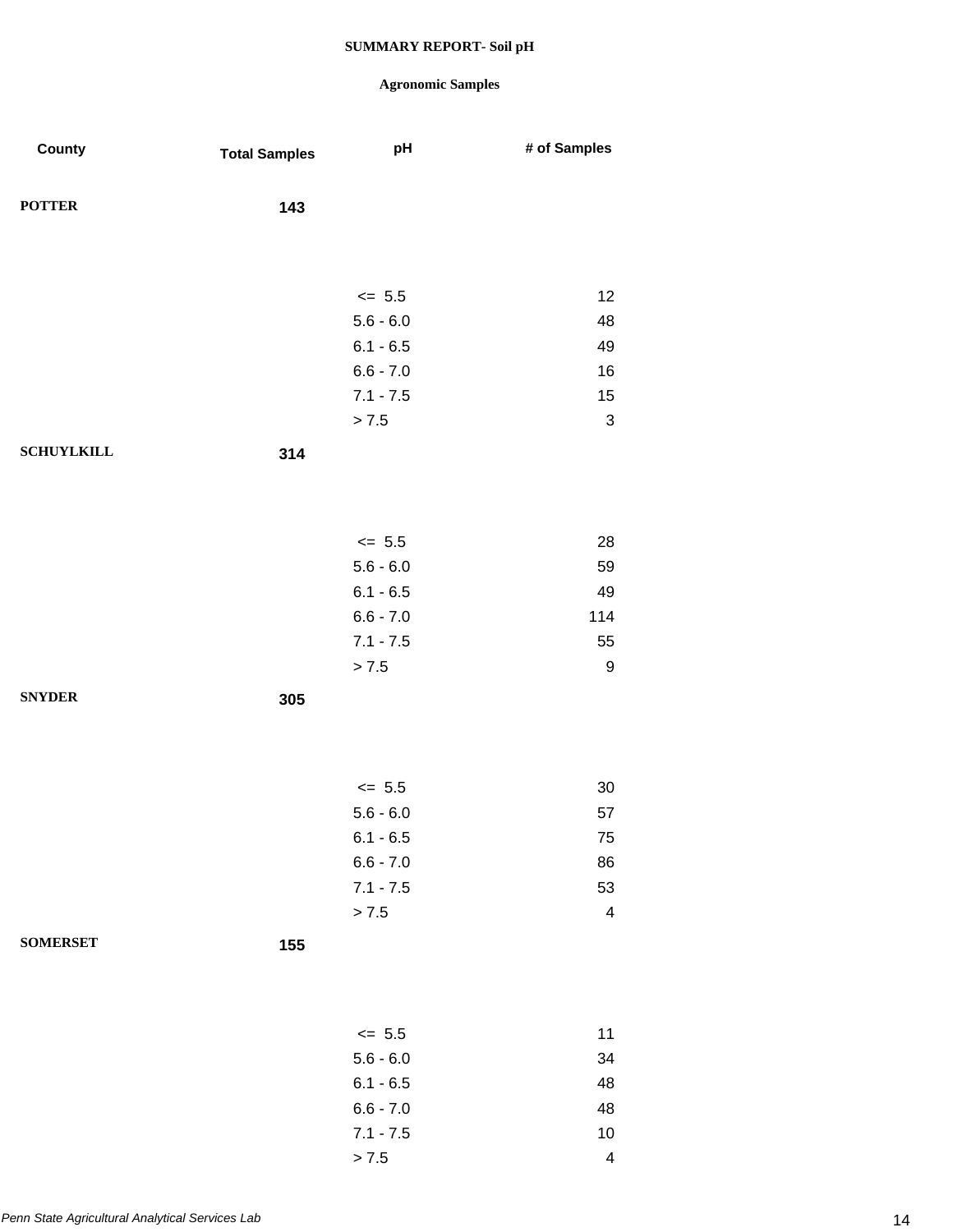**SUMMARY REPORT- Soil pH**

**Agronomic Samples**

| County | Total Samples | pH | # of Samples |
|---|---|---|---|
| **POTTER** | **143** | | |
| | | <= 5.5 | 12 |
| | | 5.6 - 6.0 | 48 |
| | | 6.1 - 6.5 | 49 |
| | | 6.6 - 7.0 | 16 |
| | | 7.1 - 7.5 | 15 |
| | | > 7.5 | 3 |
| **SCHUYLKILL** | **314** | | |
| | | <= 5.5 | 28 |
| | | 5.6 - 6.0 | 59 |
| | | 6.1 - 6.5 | 49 |
| | | 6.6 - 7.0 | 114 |
| | | 7.1 - 7.5 | 55 |
| | | > 7.5 | 9 |
| **SNYDER** | **305** | | |
| | | <= 5.5 | 30 |
| | | 5.6 - 6.0 | 57 |
| | | 6.1 - 6.5 | 75 |
| | | 6.6 - 7.0 | 86 |
| | | 7.1 - 7.5 | 53 |
| | | > 7.5 | 4 |
| **SOMERSET** | **155** | | |
| | | <= 5.5 | 11 |
| | | 5.6 - 6.0 | 34 |
| | | 6.1 - 6.5 | 48 |
| | | 6.6 - 7.0 | 48 |
| | | 7.1 - 7.5 | 10 |
| | | > 7.5 | 4 |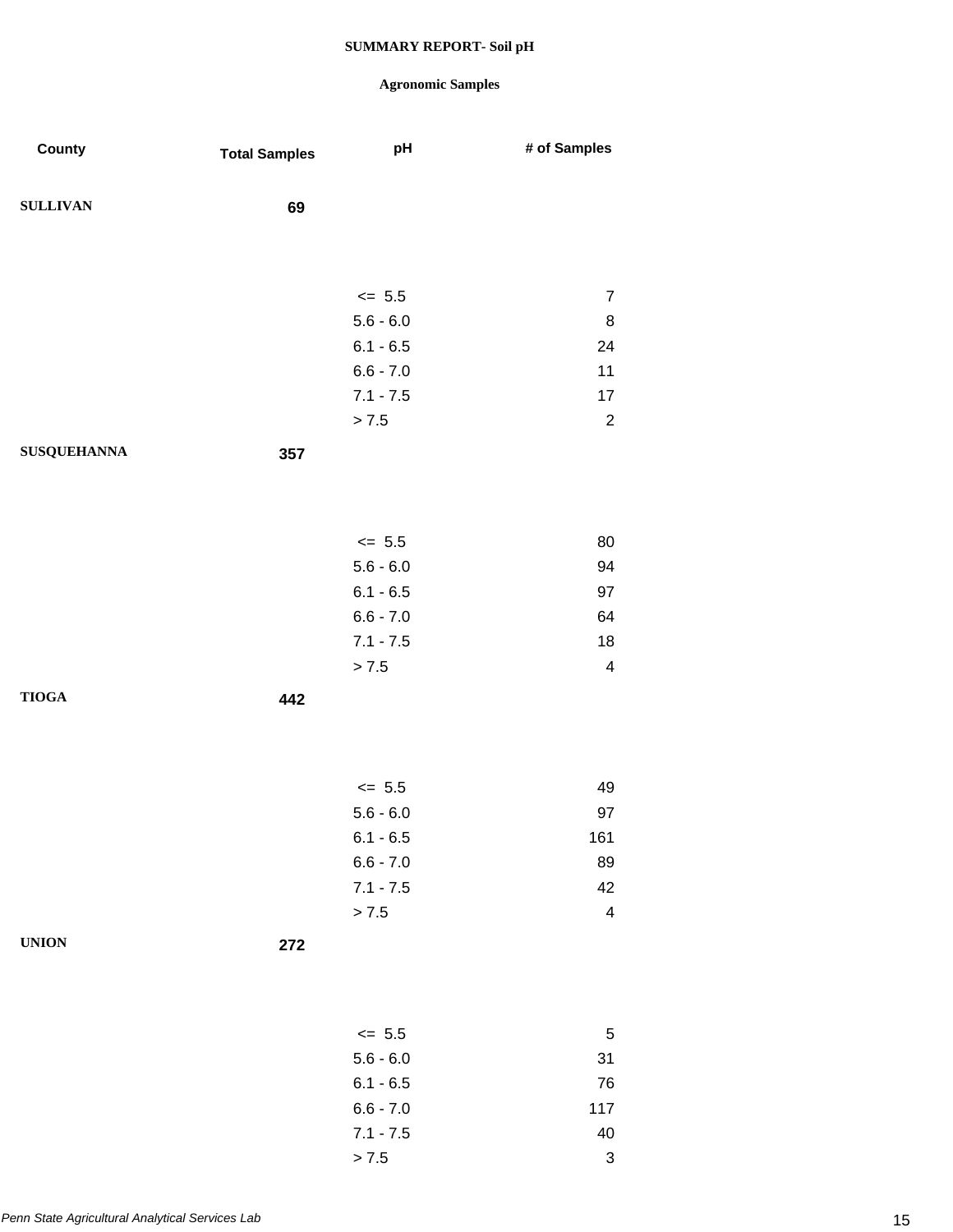**SUMMARY REPORT- Soil pH**

**Agronomic Samples**

| County | Total Samples | pH | # of Samples |
|---|---|---|---|
| **SULLIVAN** | **69** | | |
| | | <= 5.5 | 7 |
| | | 5.6 - 6.0 | 8 |
| | | 6.1 - 6.5 | 24 |
| | | 6.6 - 7.0 | 11 |
| | | 7.1 - 7.5 | 17 |
| | | > 7.5 | 2 |
| **SUSQUEHANNA** | **357** | | |
| | | <= 5.5 | 80 |
| | | 5.6 - 6.0 | 94 |
| | | 6.1 - 6.5 | 97 |
| | | 6.6 - 7.0 | 64 |
| | | 7.1 - 7.5 | 18 |
| | | > 7.5 | 4 |
| **TIOGA** | **442** | | |
| | | <= 5.5 | 49 |
| | | 5.6 - 6.0 | 97 |
| | | 6.1 - 6.5 | 161 |
| | | 6.6 - 7.0 | 89 |
| | | 7.1 - 7.5 | 42 |
| | | > 7.5 | 4 |
| **UNION** | **272** | | |
| | | <= 5.5 | 5 |
| | | 5.6 - 6.0 | 31 |
| | | 6.1 - 6.5 | 76 |
| | | 6.6 - 7.0 | 117 |
| | | 7.1 - 7.5 | 40 |
| | | > 7.5 | 3 |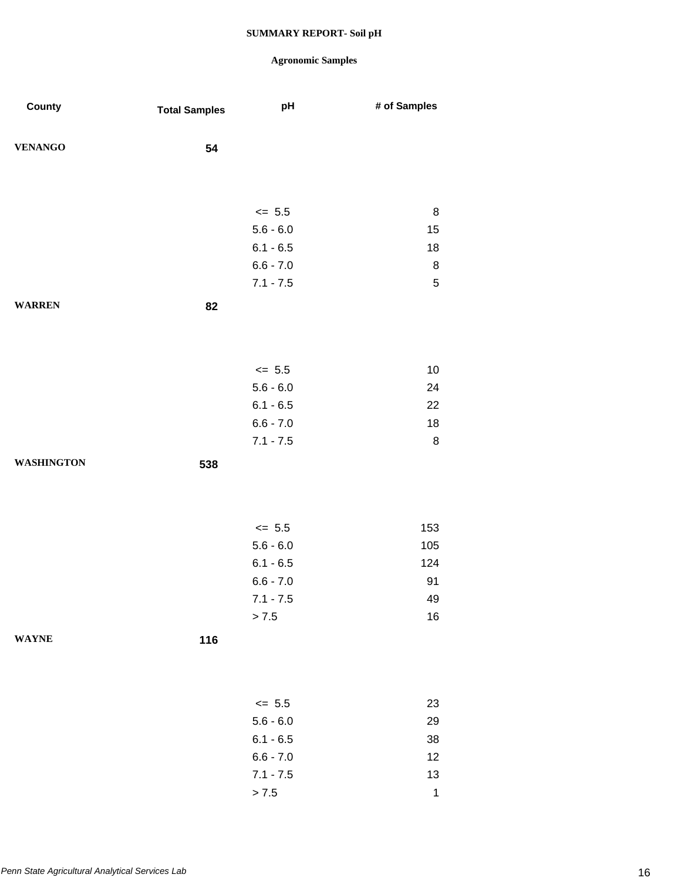# SUMMARY REPORT- Soil pH

## Agronomic Samples

| County | Total Samples | pH | # of Samples |
|---|---|---|---|
| **VENANGO** | **54** | | |
| | | <= 5.5 | 8 |
| | | 5.6 - 6.0 | 15 |
| | | 6.1 - 6.5 | 18 |
| | | 6.6 - 7.0 | 8 |
| | | 7.1 - 7.5 | 5 |
| **WARREN** | **82** | | |
| | | <= 5.5 | 10 |
| | | 5.6 - 6.0 | 24 |
| | | 6.1 - 6.5 | 22 |
| | | 6.6 - 7.0 | 18 |
| | | 7.1 - 7.5 | 8 |
| **WASHINGTON** | **538** | | |
| | | <= 5.5 | 153 |
| | | 5.6 - 6.0 | 105 |
| | | 6.1 - 6.5 | 124 |
| | | 6.6 - 7.0 | 91 |
| | | 7.1 - 7.5 | 49 |
| | | > 7.5 | 16 |
| **WAYNE** | **116** | | |
| | | <= 5.5 | 23 |
| | | 5.6 - 6.0 | 29 |
| | | 6.1 - 6.5 | 38 |
| | | 6.6 - 7.0 | 12 |
| | | 7.1 - 7.5 | 13 |
| | | > 7.5 | 1 |

*Penn State Agricultural Analytical Services Lab*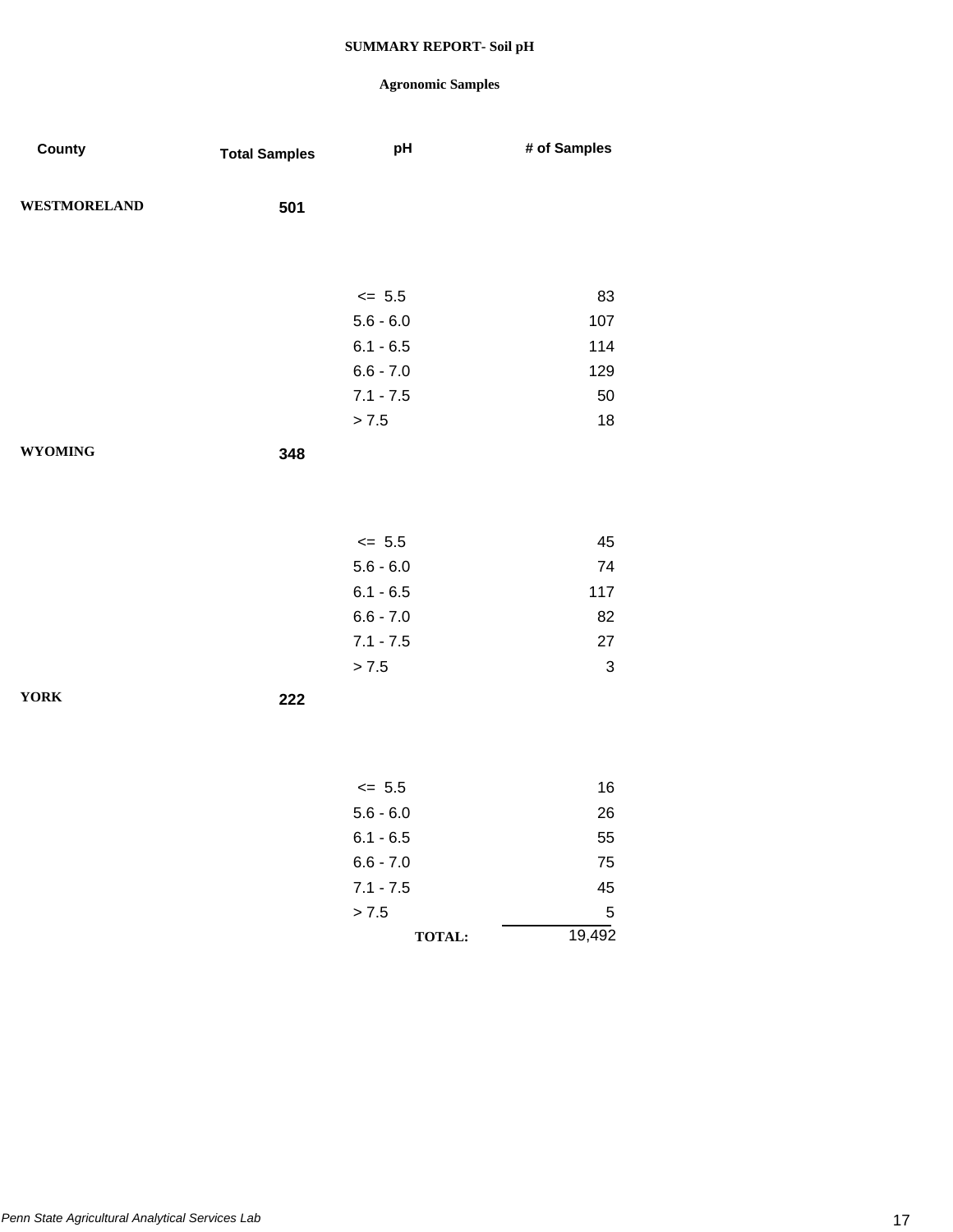**SUMMARY REPORT- Soil pH**

**Agronomic Samples**

| County | Total Samples | pH | # of Samples |
|---|---|---|---|
| **WESTMORELAND** | **501** | | |
| | | <= 5.5 | 83 |
| | | 5.6 - 6.0 | 107 |
| | | 6.1 - 6.5 | 114 |
| | | 6.6 - 7.0 | 129 |
| | | 7.1 - 7.5 | 50 |
| | | > 7.5 | 18 |
| **WYOMING** | **348** | | |
| | | <= 5.5 | 45 |
| | | 5.6 - 6.0 | 74 |
| | | 6.1 - 6.5 | 117 |
| | | 6.6 - 7.0 | 82 |
| | | 7.1 - 7.5 | 27 |
| | | > 7.5 | 3 |
| **YORK** | **222** | | |
| | | <= 5.5 | 16 |
| | | 5.6 - 6.0 | 26 |
| | | 6.1 - 6.5 | 55 |
| | | 6.6 - 7.0 | 75 |
| | | 7.1 - 7.5 | 45 |
| | | > 7.5 | 5 |
| | | **TOTAL:** | 19,492 |

*Penn State Agricultural Analytical Services Lab*